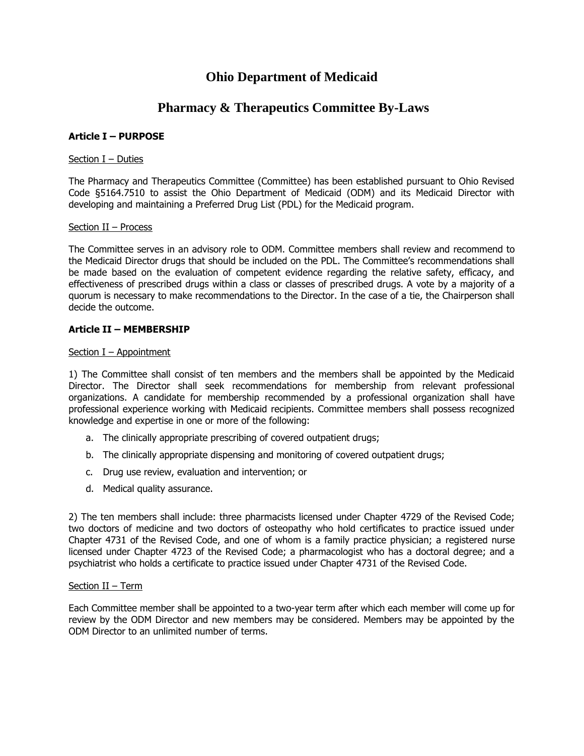# Ohio Department of Medicaid

## Pharmacy & Therapeutics Committee By-Laws

### Article I – PURPOSE

Section I – Duties

The Pharmacy and Therapeutics Committee (Committee) has been established pursuant to Ohio Revised Code §5164.7510 to assist the Ohio Department of Medicaid (ODM) and its Medicaid Director with developing and maintaining a Preferred Drug List (PDL) for the Medicaid program.

Section II – Process

The Committee serves in an advisory role to ODM. Committee members shall review and recommend to the Medicaid Director drugs that should be included on the PDL. The Committee's recommendations shall be made based on the evaluation of competent evidence regarding the relative safety, efficacy, and effectiveness of prescribed drugs within a class or classes of prescribed drugs. A vote by a majority of a quorum is necessary to make recommendations to the Director. In the case of a tie, the Chairperson shall decide the outcome.

### Article II – MEMBERSHIP

Section I – Appointment

1) The Committee shall consist of ten members and the members shall be appointed by the Medicaid Director. The Director shall seek recommendations for membership from relevant professional organizations. A candidate for membership recommended by a professional organization shall have professional experience working with Medicaid recipients. Committee members shall possess recognized knowledge and expertise in one or more of the following:

a. The clinically appropriate prescribing of covered outpatient drugs;

b. The clinically appropriate dispensing and monitoring of covered outpatient drugs;

c. Drug use review, evaluation and intervention; or

d. Medical quality assurance.

2) The ten members shall include: three pharmacists licensed under Chapter 4729 of the Revised Code; two doctors of medicine and two doctors of osteopathy who hold certificates to practice issued under Chapter 4731 of the Revised Code, and one of whom is a family practice physician; a registered nurse licensed under Chapter 4723 of the Revised Code; a pharmacologist who has a doctoral degree; and a psychiatrist who holds a certificate to practice issued under Chapter 4731 of the Revised Code.

Section II – Term

Each Committee member shall be appointed to a two-year term after which each member will come up for review by the ODM Director and new members may be considered. Members may be appointed by the ODM Director to an unlimited number of terms.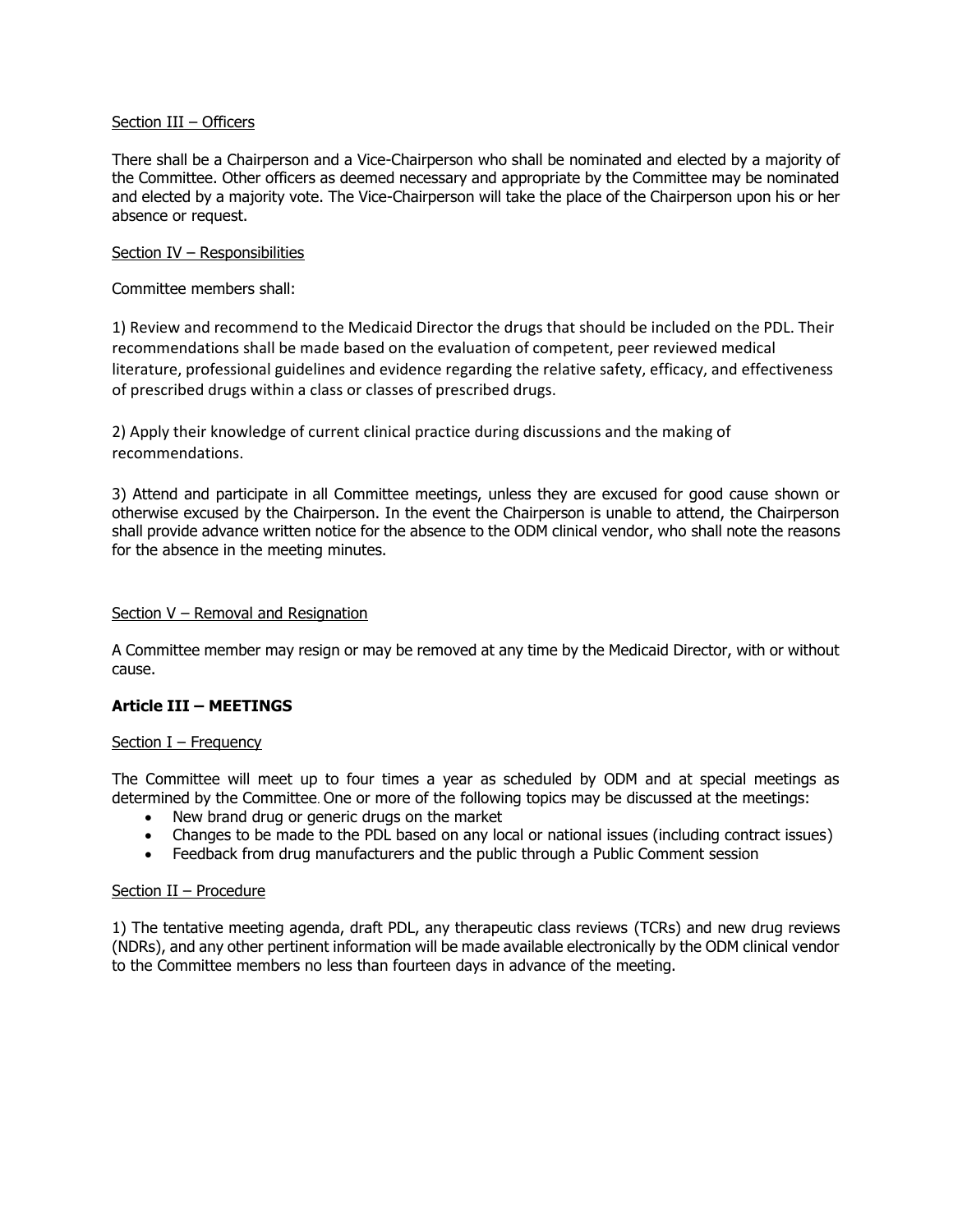Section III – Officers

There shall be a Chairperson and a Vice-Chairperson who shall be nominated and elected by a majority of the Committee. Other officers as deemed necessary and appropriate by the Committee may be nominated and elected by a majority vote. The Vice-Chairperson will take the place of the Chairperson upon his or her absence or request.

Section IV – Responsibilities

Committee members shall:

1) Review and recommend to the Medicaid Director the drugs that should be included on the PDL. Their recommendations shall be made based on the evaluation of competent, peer reviewed medical literature, professional guidelines and evidence regarding the relative safety, efficacy, and effectiveness of prescribed drugs within a class or classes of prescribed drugs.

2) Apply their knowledge of current clinical practice during discussions and the making of recommendations.

3) Attend and participate in all Committee meetings, unless they are excused for good cause shown or otherwise excused by the Chairperson. In the event the Chairperson is unable to attend, the Chairperson shall provide advance written notice for the absence to the ODM clinical vendor, who shall note the reasons for the absence in the meeting minutes.

Section V – Removal and Resignation

A Committee member may resign or may be removed at any time by the Medicaid Director, with or without cause.

**Article III – MEETINGS**

Section I – Frequency

The Committee will meet up to four times a year as scheduled by ODM and at special meetings as determined by the Committee. One or more of the following topics may be discussed at the meetings:

- New brand drug or generic drugs on the market
- Changes to be made to the PDL based on any local or national issues (including contract issues)
- Feedback from drug manufacturers and the public through a Public Comment session

Section II – Procedure

1) The tentative meeting agenda, draft PDL, any therapeutic class reviews (TCRs) and new drug reviews (NDRs), and any other pertinent information will be made available electronically by the ODM clinical vendor to the Committee members no less than fourteen days in advance of the meeting.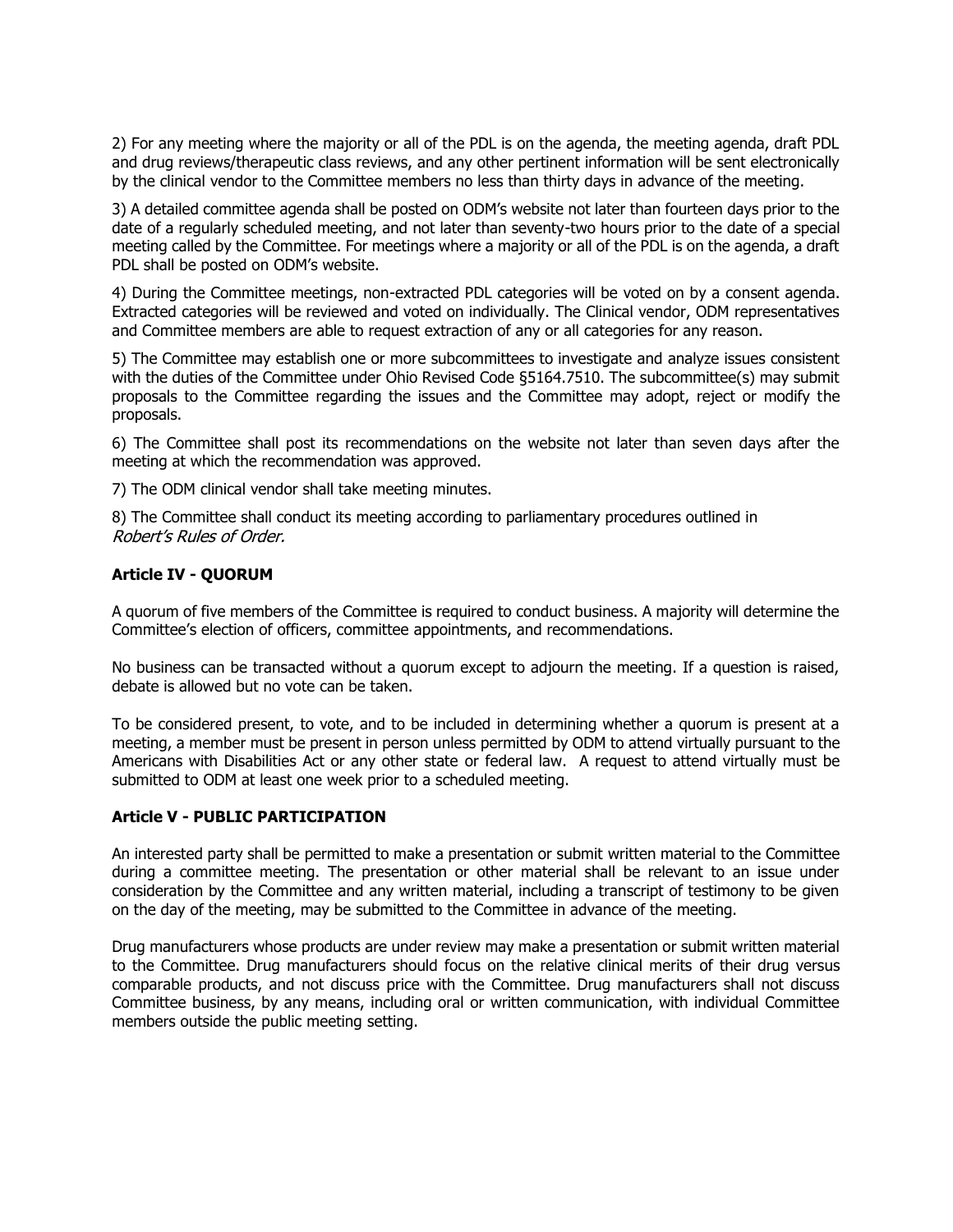2) For any meeting where the majority or all of the PDL is on the agenda, the meeting agenda, draft PDL and drug reviews/therapeutic class reviews, and any other pertinent information will be sent electronically by the clinical vendor to the Committee members no less than thirty days in advance of the meeting.

3) A detailed committee agenda shall be posted on ODM's website not later than fourteen days prior to the date of a regularly scheduled meeting, and not later than seventy-two hours prior to the date of a special meeting called by the Committee. For meetings where a majority or all of the PDL is on the agenda, a draft PDL shall be posted on ODM's website.

4) During the Committee meetings, non-extracted PDL categories will be voted on by a consent agenda. Extracted categories will be reviewed and voted on individually. The Clinical vendor, ODM representatives and Committee members are able to request extraction of any or all categories for any reason.

5) The Committee may establish one or more subcommittees to investigate and analyze issues consistent with the duties of the Committee under Ohio Revised Code §5164.7510. The subcommittee(s) may submit proposals to the Committee regarding the issues and the Committee may adopt, reject or modify the proposals.

6) The Committee shall post its recommendations on the website not later than seven days after the meeting at which the recommendation was approved.

7) The ODM clinical vendor shall take meeting minutes.

8) The Committee shall conduct its meeting according to parliamentary procedures outlined in *Robert's Rules of Order.*

**Article IV - QUORUM**

A quorum of five members of the Committee is required to conduct business. A majority will determine the Committee's election of officers, committee appointments, and recommendations.

No business can be transacted without a quorum except to adjourn the meeting. If a question is raised, debate is allowed but no vote can be taken.

To be considered present, to vote, and to be included in determining whether a quorum is present at a meeting, a member must be present in person unless permitted by ODM to attend virtually pursuant to the Americans with Disabilities Act or any other state or federal law. A request to attend virtually must be submitted to ODM at least one week prior to a scheduled meeting.

**Article V - PUBLIC PARTICIPATION**

An interested party shall be permitted to make a presentation or submit written material to the Committee during a committee meeting. The presentation or other material shall be relevant to an issue under consideration by the Committee and any written material, including a transcript of testimony to be given on the day of the meeting, may be submitted to the Committee in advance of the meeting.

Drug manufacturers whose products are under review may make a presentation or submit written material to the Committee. Drug manufacturers should focus on the relative clinical merits of their drug versus comparable products, and not discuss price with the Committee. Drug manufacturers shall not discuss Committee business, by any means, including oral or written communication, with individual Committee members outside the public meeting setting.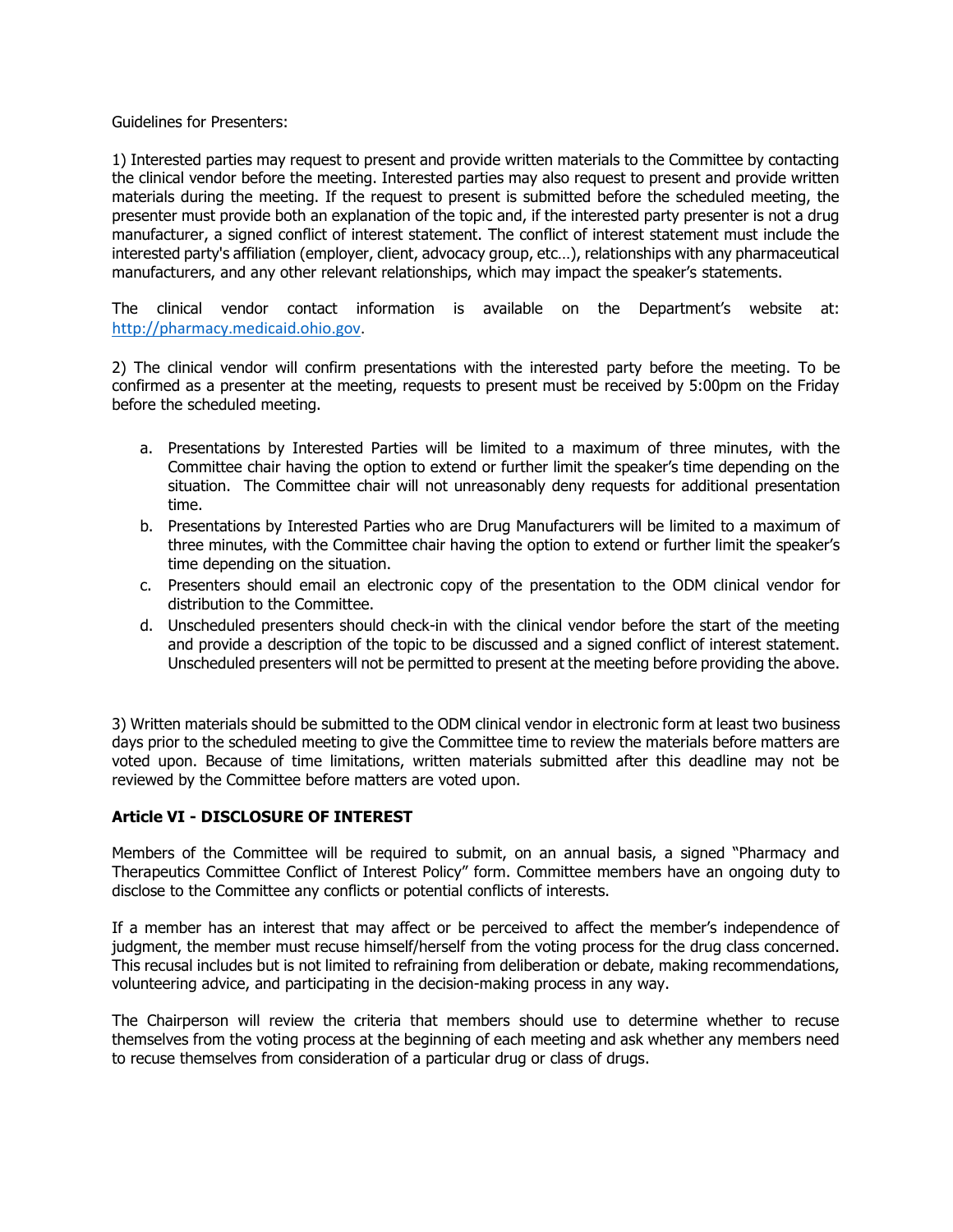Guidelines for Presenters:

1) Interested parties may request to present and provide written materials to the Committee by contacting the clinical vendor before the meeting. Interested parties may also request to present and provide written materials during the meeting. If the request to present is submitted before the scheduled meeting, the presenter must provide both an explanation of the topic and, if the interested party presenter is not a drug manufacturer, a signed conflict of interest statement. The conflict of interest statement must include the interested party's affiliation (employer, client, advocacy group, etc…), relationships with any pharmaceutical manufacturers, and any other relevant relationships, which may impact the speaker's statements.

The clinical vendor contact information is available on the Department's website at: http://pharmacy.medicaid.ohio.gov.

2) The clinical vendor will confirm presentations with the interested party before the meeting. To be confirmed as a presenter at the meeting, requests to present must be received by 5:00pm on the Friday before the scheduled meeting.

a. Presentations by Interested Parties will be limited to a maximum of three minutes, with the Committee chair having the option to extend or further limit the speaker's time depending on the situation. The Committee chair will not unreasonably deny requests for additional presentation time.
b. Presentations by Interested Parties who are Drug Manufacturers will be limited to a maximum of three minutes, with the Committee chair having the option to extend or further limit the speaker's time depending on the situation.
c. Presenters should email an electronic copy of the presentation to the ODM clinical vendor for distribution to the Committee.
d. Unscheduled presenters should check-in with the clinical vendor before the start of the meeting and provide a description of the topic to be discussed and a signed conflict of interest statement. Unscheduled presenters will not be permitted to present at the meeting before providing the above.

3) Written materials should be submitted to the ODM clinical vendor in electronic form at least two business days prior to the scheduled meeting to give the Committee time to review the materials before matters are voted upon. Because of time limitations, written materials submitted after this deadline may not be reviewed by the Committee before matters are voted upon.

**Article VI - DISCLOSURE OF INTEREST**

Members of the Committee will be required to submit, on an annual basis, a signed "Pharmacy and Therapeutics Committee Conflict of Interest Policy" form. Committee members have an ongoing duty to disclose to the Committee any conflicts or potential conflicts of interests.

If a member has an interest that may affect or be perceived to affect the member's independence of judgment, the member must recuse himself/herself from the voting process for the drug class concerned. This recusal includes but is not limited to refraining from deliberation or debate, making recommendations, volunteering advice, and participating in the decision-making process in any way.

The Chairperson will review the criteria that members should use to determine whether to recuse themselves from the voting process at the beginning of each meeting and ask whether any members need to recuse themselves from consideration of a particular drug or class of drugs.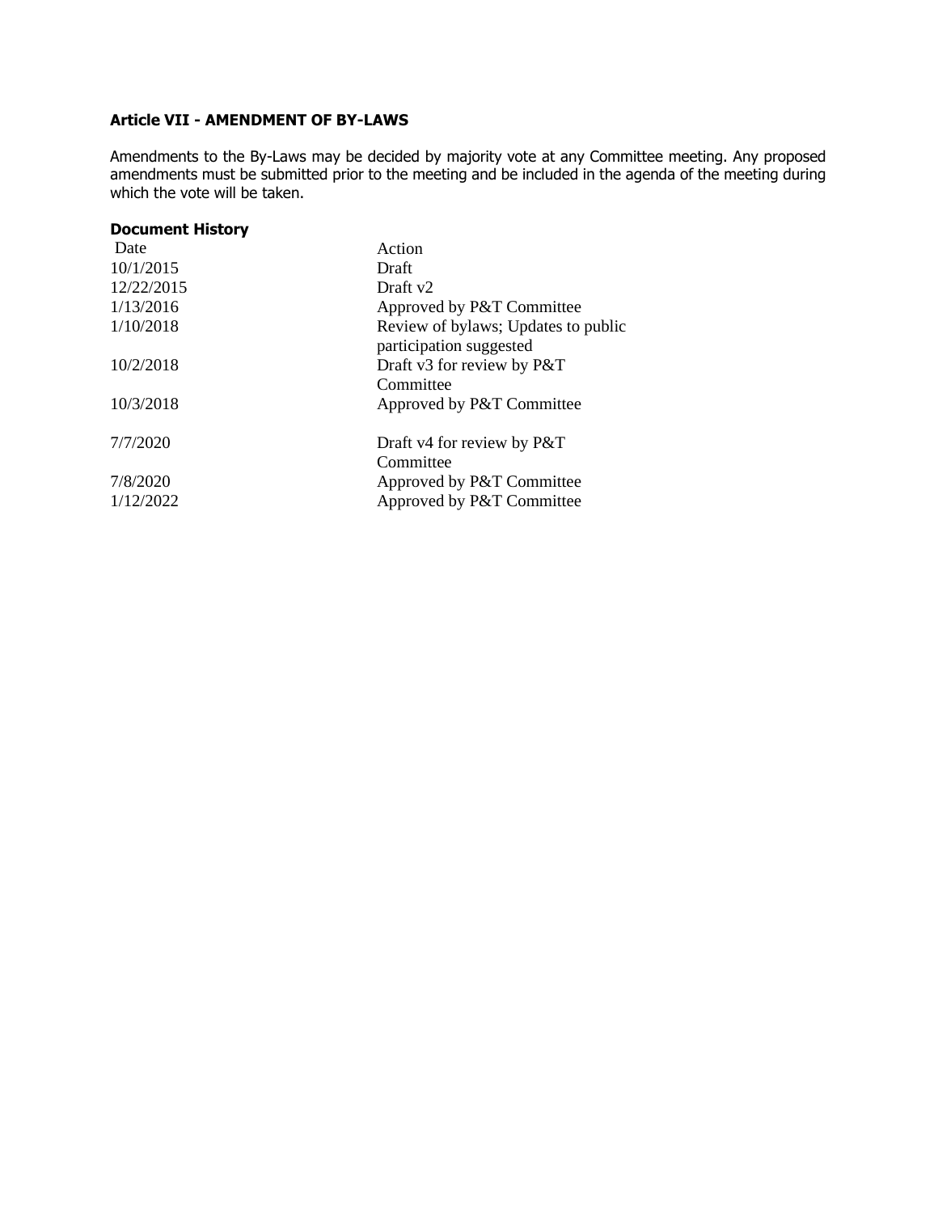### Article VII - AMENDMENT OF BY-LAWS

Amendments to the By-Laws may be decided by majority vote at any Committee meeting. Any proposed amendments must be submitted prior to the meeting and be included in the agenda of the meeting during which the vote will be taken.

**Document History**

| Date | Action |
|---|---|
| 10/1/2015 | Draft |
| 12/22/2015 | Draft v2 |
| 1/13/2016 | Approved by P&T Committee |
| 1/10/2018 | Review of bylaws; Updates to public participation suggested |
| 10/2/2018 | Draft v3 for review by P&T Committee |
| 10/3/2018 | Approved by P&T Committee |
| 7/7/2020 | Draft v4 for review by P&T Committee |
| 7/8/2020 | Approved by P&T Committee |
| 1/12/2022 | Approved by P&T Committee |